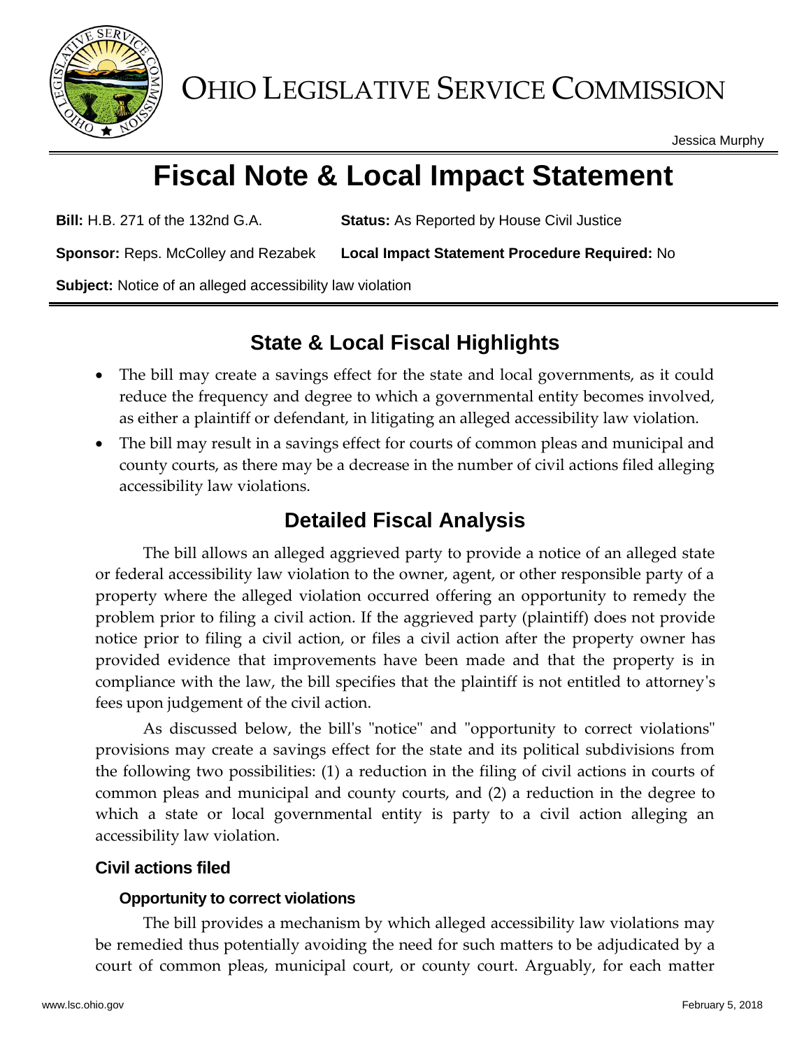# OHIO LEGISLATIVE SERVICE COMMISSION

Jessica Murphy

# Fiscal Note & Local Impact Statement

**Bill:** H.B. 271 of the 132nd G.A. **Status:** As Reported by House Civil Justice

**Sponsor:** Reps. McColley and Rezabek **Local Impact Statement Procedure Required:** No

**Subject:** Notice of an alleged accessibility law violation

## State & Local Fiscal Highlights

- The bill may create a savings effect for the state and local governments, as it could reduce the frequency and degree to which a governmental entity becomes involved, as either a plaintiff or defendant, in litigating an alleged accessibility law violation.
- The bill may result in a savings effect for courts of common pleas and municipal and county courts, as there may be a decrease in the number of civil actions filed alleging accessibility law violations.

## Detailed Fiscal Analysis

The bill allows an alleged aggrieved party to provide a notice of an alleged state or federal accessibility law violation to the owner, agent, or other responsible party of a property where the alleged violation occurred offering an opportunity to remedy the problem prior to filing a civil action. If the aggrieved party (plaintiff) does not provide notice prior to filing a civil action, or files a civil action after the property owner has provided evidence that improvements have been made and that the property is in compliance with the law, the bill specifies that the plaintiff is not entitled to attorney's fees upon judgement of the civil action.

As discussed below, the bill's "notice" and "opportunity to correct violations" provisions may create a savings effect for the state and its political subdivisions from the following two possibilities: (1) a reduction in the filing of civil actions in courts of common pleas and municipal and county courts, and (2) a reduction in the degree to which a state or local governmental entity is party to a civil action alleging an accessibility law violation.

### Civil actions filed

#### Opportunity to correct violations

The bill provides a mechanism by which alleged accessibility law violations may be remedied thus potentially avoiding the need for such matters to be adjudicated by a court of common pleas, municipal court, or county court. Arguably, for each matter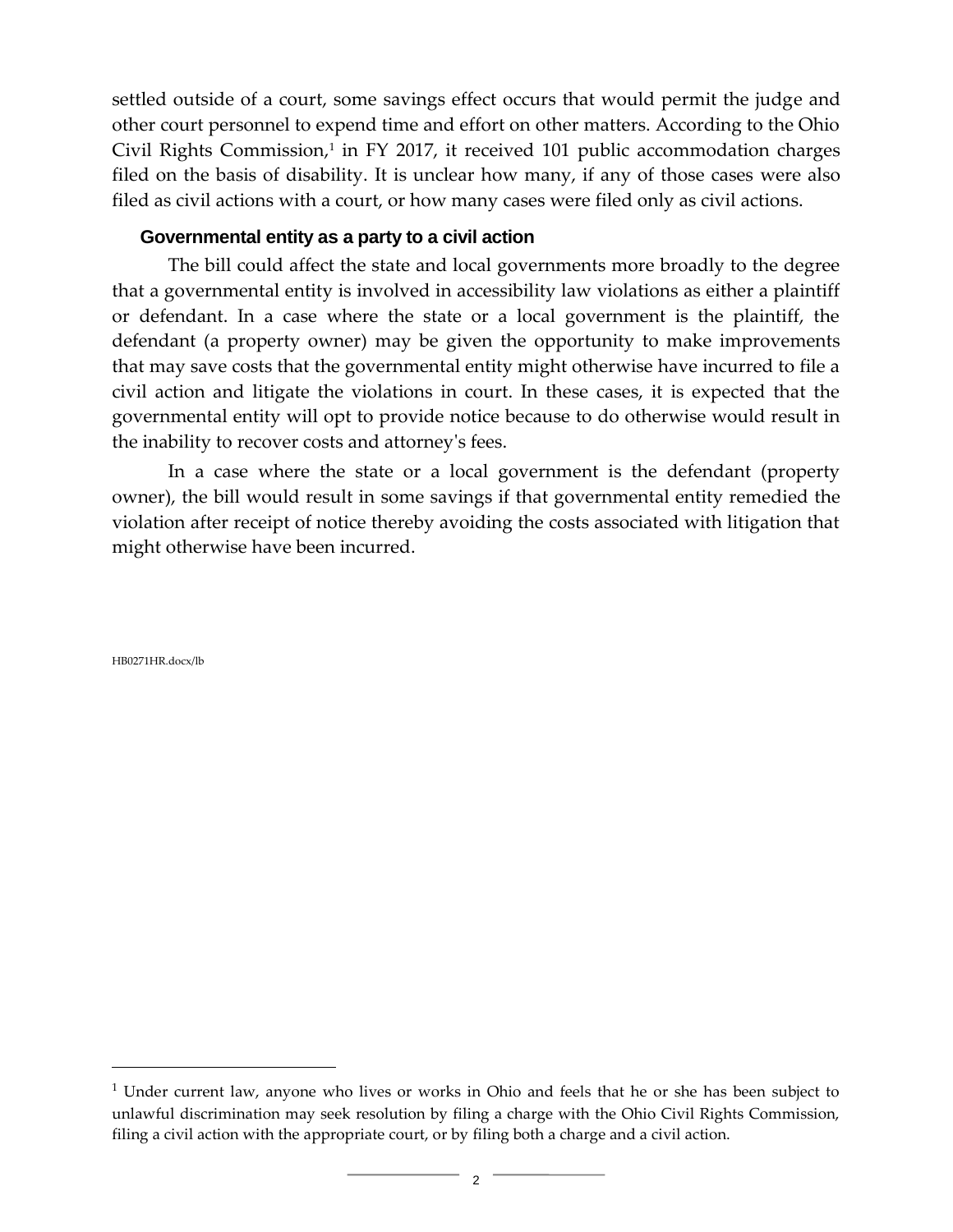settled outside of a court, some savings effect occurs that would permit the judge and other court personnel to expend time and effort on other matters. According to the Ohio Civil Rights Commission,[1] in FY 2017, it received 101 public accommodation charges filed on the basis of disability. It is unclear how many, if any of those cases were also filed as civil actions with a court, or how many cases were filed only as civil actions.

### Governmental entity as a party to a civil action

The bill could affect the state and local governments more broadly to the degree that a governmental entity is involved in accessibility law violations as either a plaintiff or defendant. In a case where the state or a local government is the plaintiff, the defendant (a property owner) may be given the opportunity to make improvements that may save costs that the governmental entity might otherwise have incurred to file a civil action and litigate the violations in court. In these cases, it is expected that the governmental entity will opt to provide notice because to do otherwise would result in the inability to recover costs and attorney's fees.

In a case where the state or a local government is the defendant (property owner), the bill would result in some savings if that governmental entity remedied the violation after receipt of notice thereby avoiding the costs associated with litigation that might otherwise have been incurred.

HB0271HR.docx/lb

---

[1] Under current law, anyone who lives or works in Ohio and feels that he or she has been subject to unlawful discrimination may seek resolution by filing a charge with the Ohio Civil Rights Commission, filing a civil action with the appropriate court, or by filing both a charge and a civil action.